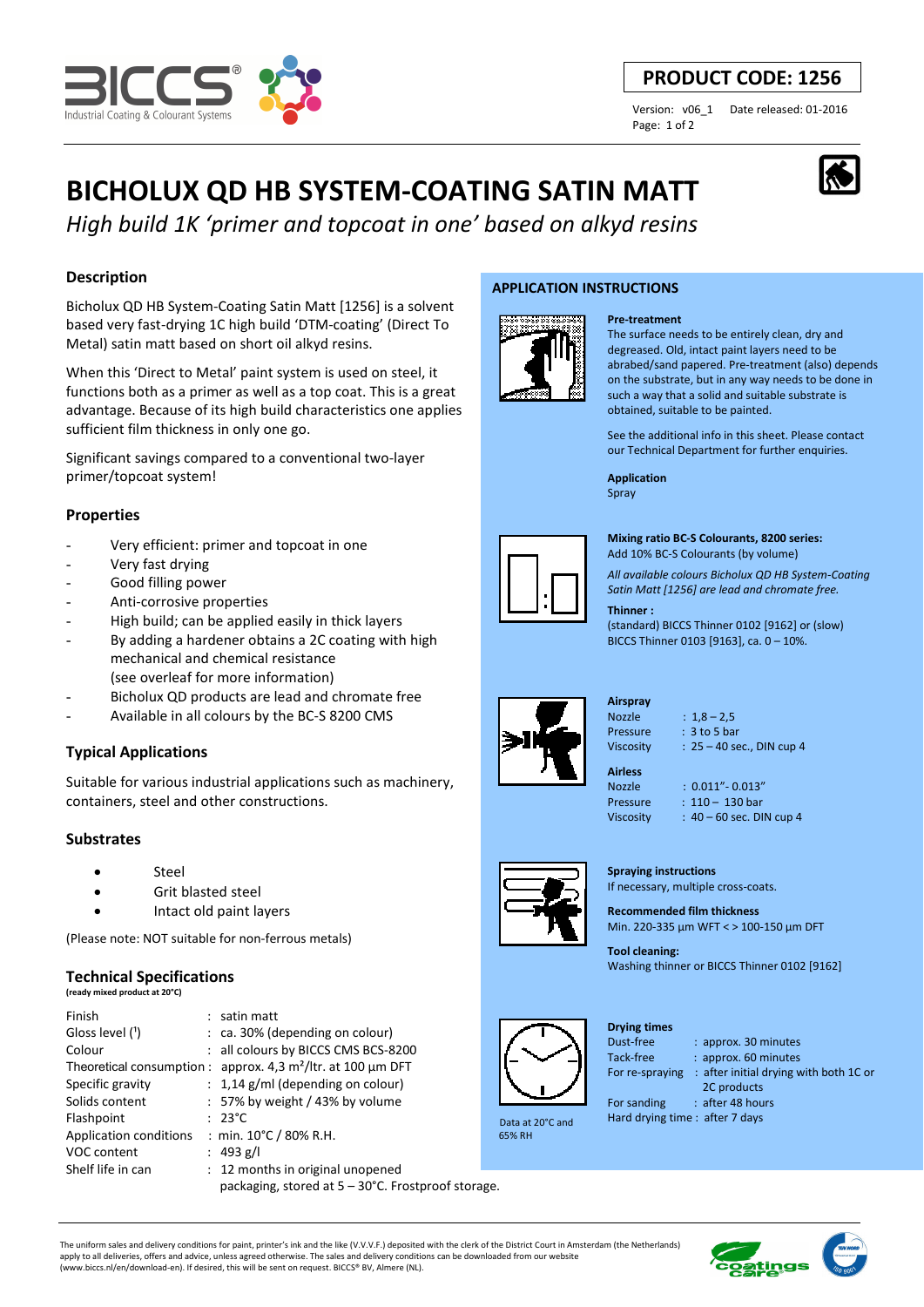**PRODUCT CODE: 1256**

Version: v06_1 Date released: 01-2016

# BICHOLUX QD HB SYSTEM-COATING SATIN MATT

*High build 1K 'primer and topcoat in one' based on alkyd resins*

## Description

Bicholux QD HB System-Coating Satin Matt [1256] is a solvent based very fast-drying 1C high build 'DTM-coating' (Direct To Metal) satin matt based on short oil alkyd resins.

When this 'Direct to Metal' paint system is used on steel, it functions both as a primer as well as a top coat. This is a great advantage. Because of its high build characteristics one applies sufficient film thickness in only one go.

Significant savings compared to a conventional two-layer primer/topcoat system!

## Properties

- Very efficient: primer and topcoat in one
- Very fast drying
- Good filling power
- Anti-corrosive properties
- High build; can be applied easily in thick layers
- By adding a hardener obtains a 2C coating with high mechanical and chemical resistance (see overleaf for more information)
- Bicholux QD products are lead and chromate free
- Available in all colours by the BC-S 8200 CMS

## Typical Applications

Suitable for various industrial applications such as machinery, containers, steel and other constructions.

## Substrates

- Steel
- Grit blasted steel
- Intact old paint layers

(Please note: NOT suitable for non-ferrous metals)

## Technical Specifications

**(ready mixed product at 20°C)**

| | |
|---|---|
| Finish | : satin matt |
| Gloss level (¹) | : ca. 30% (depending on colour) |
| Colour | : all colours by BICCS CMS BCS-8200 |
| Theoretical consumption | : approx. 4,3 m²/ltr. at 100 µm DFT |
| Specific gravity | : 1,14 g/ml (depending on colour) |
| Solids content | : 57% by weight / 43% by volume |
| Flashpoint | : 23°C |
| Application conditions | : min. 10°C / 80% R.H. |
| VOC content | : 493 g/l |
| Shelf life in can | : 12 months in original unopened packaging, stored at 5 – 30°C. Frostproof storage. |

## APPLICATION INSTRUCTIONS

**Pre-treatment**

The surface needs to be entirely clean, dry and degreased. Old, intact paint layers need to be abraded/sand papered. Pre-treatment (also) depends on the substrate, but in any way needs to be done in such a way that a solid and suitable substrate is obtained, suitable to be painted.

See the additional info in this sheet. Please contact our Technical Department for further enquiries.

**Application**

Spray

**Mixing ratio BC-S Colourants, 8200 series:**

Add 10% BC-S Colourants (by volume)

*All available colours Bicholux QD HB System-Coating Satin Matt [1256] are lead and chromate free.*

**Thinner :**

(standard) BICCS Thinner 0102 [9162] or (slow) BICCS Thinner 0103 [9163], ca. 0 – 10%.

**Airspray**

| | |
|---|---|
| Nozzle | : 1,8 – 2,5 |
| Pressure | : 3 to 5 bar |
| Viscosity | : 25 – 40 sec., DIN cup 4 |

**Airless**

| | |
|---|---|
| Nozzle | : 0.011"- 0.013" |
| Pressure | : 110 – 130 bar |
| Viscosity | : 40 – 60 sec. DIN cup 4 |

**Spraying instructions**

If necessary, multiple cross-coats.

**Recommended film thickness**

Min. 220-335 µm WFT < > 100-150 µm DFT

**Tool cleaning:**

Washing thinner or BICCS Thinner 0102 [9162]

**Drying times**

| | |
|---|---|
| Dust-free | : approx. 30 minutes |
| Tack-free | : approx. 60 minutes |
| For re-spraying | : after initial drying with both 1C or 2C products |
| For sanding | : after 48 hours |
| Hard drying time | : after 7 days |

Data at 20°C and 65% RH

The uniform sales and delivery conditions for paint, printer's ink and the like (V.V.V.F.) deposited with the clerk of the District Court in Amsterdam (the Netherlands) apply to all deliveries, offers and advice, unless agreed otherwise. The sales and delivery conditions can be downloaded from our website (www.biccs.nl/en/download-en). If desired, this will be sent on request. BICCS® BV, Almere (NL).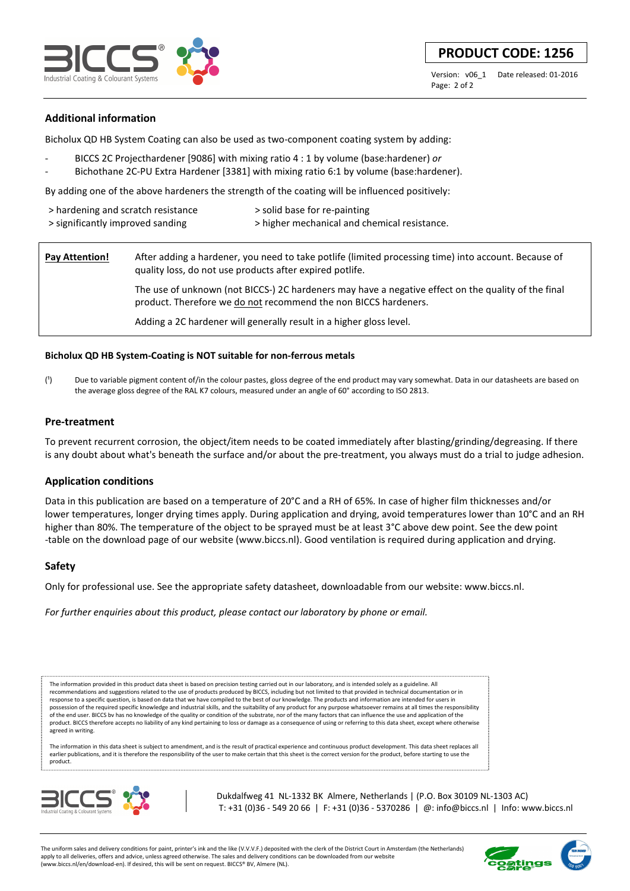## Additional information

Bicholux QD HB System Coating can also be used as two-component coating system by adding:

- BICCS 2C Projecthardener [9086] with mixing ratio 4 : 1 by volume (base:hardener) *or*
- Bichothane 2C-PU Extra Hardener [3381] with mixing ratio 6:1 by volume (base:hardener).

By adding one of the above hardeners the strength of the coating will be influenced positively:

> hardening and scratch resistance
> significantly improved sanding
> solid base for re-painting
> higher mechanical and chemical resistance.

| | |
|---|---|
| **Pay Attention!** | After adding a hardener, you need to take potlife (limited processing time) into account. Because of quality loss, do not use products after expired potlife. |
| | The use of unknown (not BICCS-) 2C hardeners may have a negative effect on the quality of the final product. Therefore we do not recommend the non BICCS hardeners. |
| | Adding a 2C hardener will generally result in a higher gloss level. |

**Bicholux QD HB System-Coating is NOT suitable for non-ferrous metals**

(1) Due to variable pigment content of/in the colour pastes, gloss degree of the end product may vary somewhat. Data in our datasheets are based on the average gloss degree of the RAL K7 colours, measured under an angle of 60° according to ISO 2813.

## Pre-treatment

To prevent recurrent corrosion, the object/item needs to be coated immediately after blasting/grinding/degreasing. If there is any doubt about what's beneath the surface and/or about the pre-treatment, you always must do a trial to judge adhesion.

## Application conditions

Data in this publication are based on a temperature of 20°C and a RH of 65%. In case of higher film thicknesses and/or lower temperatures, longer drying times apply. During application and drying, avoid temperatures lower than 10°C and an RH higher than 80%. The temperature of the object to be sprayed must be at least 3°C above dew point. See the dew point -table on the download page of our website (www.biccs.nl). Good ventilation is required during application and drying.

## Safety

Only for professional use. See the appropriate safety datasheet, downloadable from our website: www.biccs.nl.

*For further enquiries about this product, please contact our laboratory by phone or email.*

The information provided in this product data sheet is based on precision testing carried out in our laboratory, and is intended solely as a guideline. All recommendations and suggestions related to the use of products produced by BICCS, including but not limited to that provided in technical documentation or in response to a specific question, is based on data that we have compiled to the best of our knowledge. The products and information are intended for users in possession of the required specific knowledge and industrial skills, and the suitability of any product for any purpose whatsoever remains at all times the responsibility of the end user. BICCS bv has no knowledge of the quality or condition of the substrate, nor of the many factors that can influence the use and application of the product. BICCS therefore accepts no liability of any kind pertaining to loss or damage as a consequence of using or referring to this data sheet, except where otherwise agreed in writing.

The information in this data sheet is subject to amendment, and is the result of practical experience and continuous product development. This data sheet replaces all earlier publications, and it is therefore the responsibility of the user to make certain that this sheet is the correct version for the product, before starting to use the product.

Dukdalfweg 41 NL-1332 BK Almere, Netherlands | (P.O. Box 30109 NL-1303 AC)
T: +31 (0)36 - 549 20 66 | F: +31 (0)36 - 5370286 | @: info@biccs.nl | Info: www.biccs.nl

The uniform sales and delivery conditions for paint, printer's ink and the like (V.V.V.F.) deposited with the clerk of the District Court in Amsterdam (the Netherlands) apply to all deliveries, offers and advice, unless agreed otherwise. The sales and delivery conditions can be downloaded from our website (www.biccs.nl/en/download-en). If desired, this will be sent on request. BICCS® BV, Almere (NL).